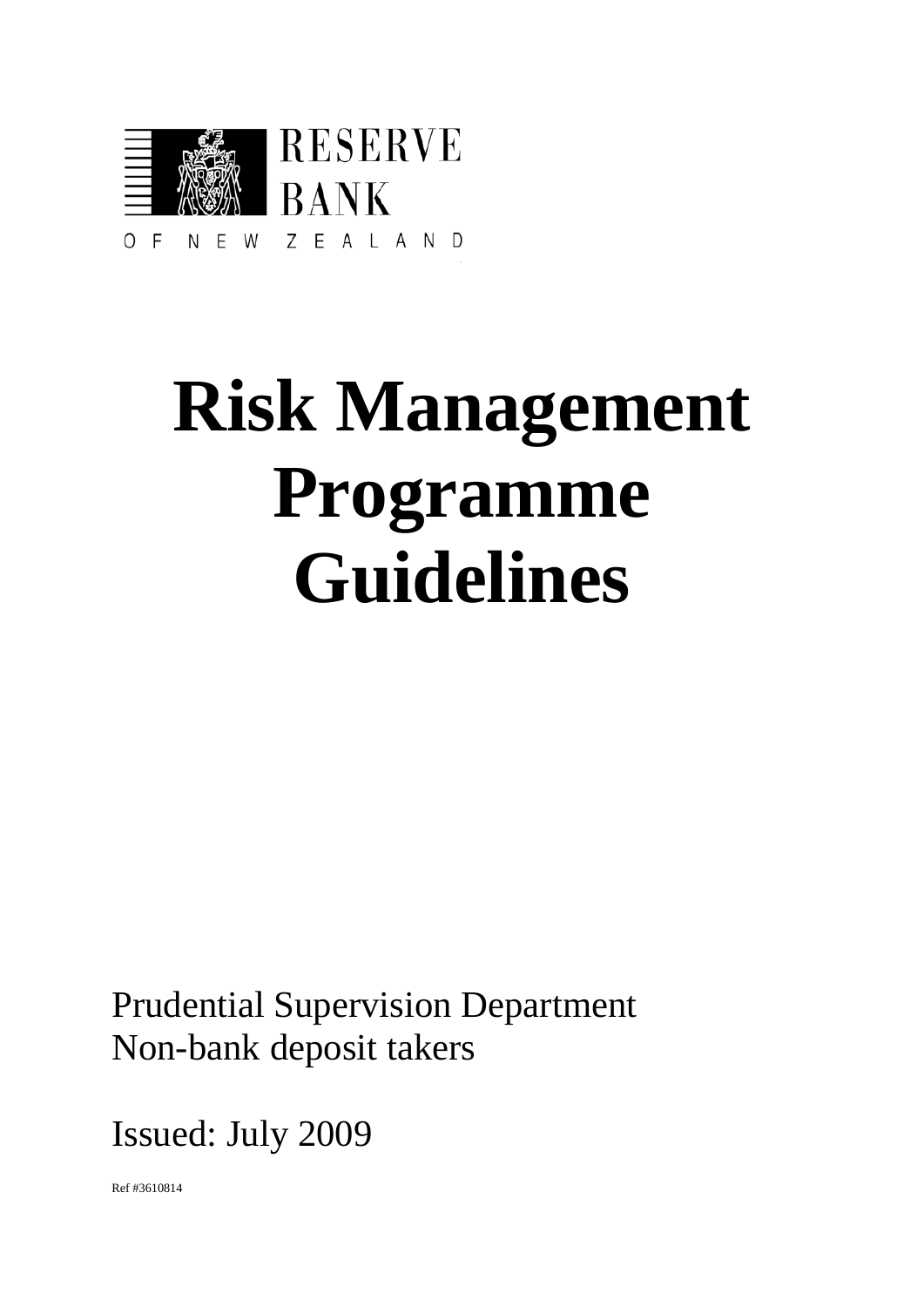RESERVE BANK OF NEW ZEALAND

# Risk Management Programme Guidelines

Prudential Supervision Department
Non-bank deposit takers

Issued: July 2009

Ref #3610814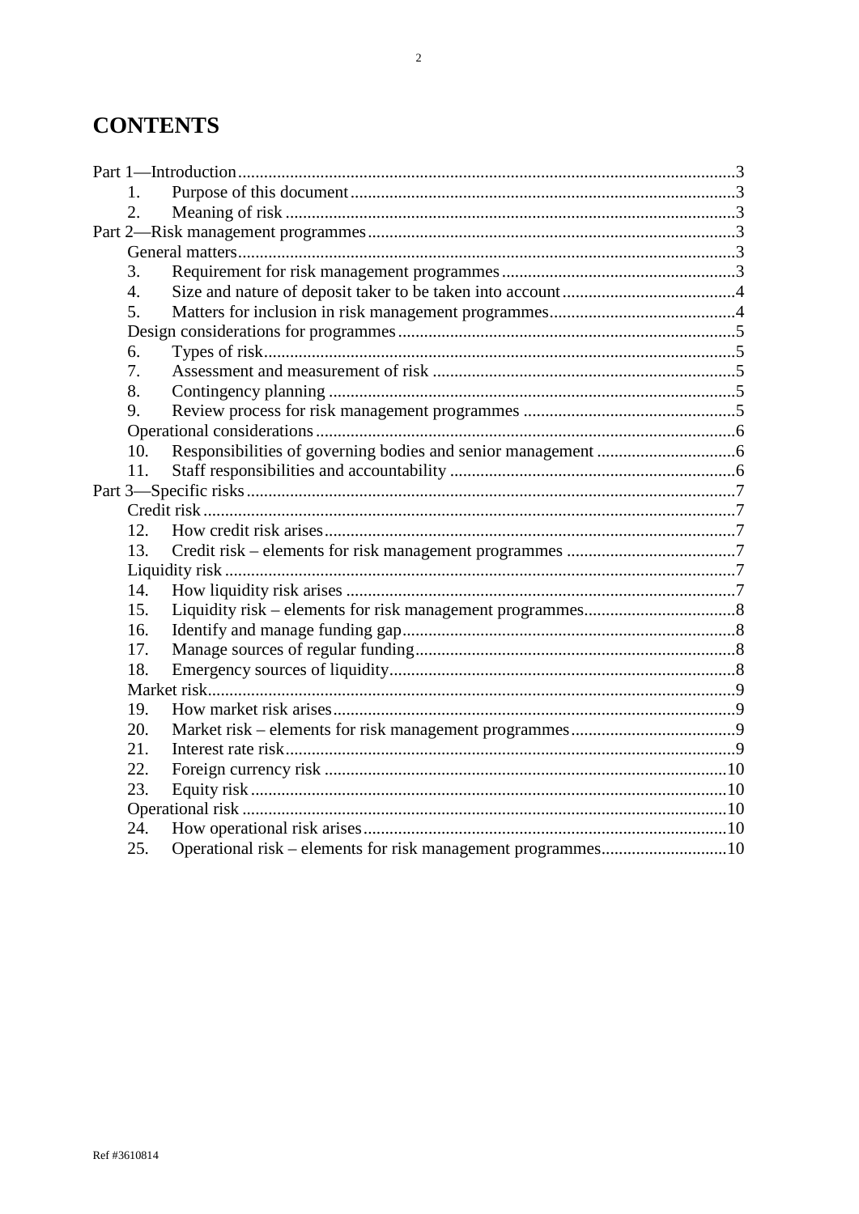# CONTENTS

Part 1—Introduction ... 3
  1. Purpose of this document ... 3
  2. Meaning of risk ... 3

Part 2—Risk management programmes ... 3
  General matters ... 3
  3. Requirement for risk management programmes ... 3
  4. Size and nature of deposit taker to be taken into account ... 4
  5. Matters for inclusion in risk management programmes ... 4
  Design considerations for programmes ... 5
  6. Types of risk ... 5
  7. Assessment and measurement of risk ... 5
  8. Contingency planning ... 5
  9. Review process for risk management programmes ... 5
  Operational considerations ... 6
  10. Responsibilities of governing bodies and senior management ... 6
  11. Staff responsibilities and accountability ... 6

Part 3—Specific risks ... 7
  Credit risk ... 7
  12. How credit risk arises ... 7
  13. Credit risk – elements for risk management programmes ... 7
  Liquidity risk ... 7
  14. How liquidity risk arises ... 7
  15. Liquidity risk – elements for risk management programmes ... 8
  16. Identify and manage funding gap ... 8
  17. Manage sources of regular funding ... 8
  18. Emergency sources of liquidity ... 8
  Market risk ... 9
  19. How market risk arises ... 9
  20. Market risk – elements for risk management programmes ... 9
  21. Interest rate risk ... 9
  22. Foreign currency risk ... 10
  23. Equity risk ... 10
  Operational risk ... 10
  24. How operational risk arises ... 10
  25. Operational risk – elements for risk management programmes ... 10

Ref #3610814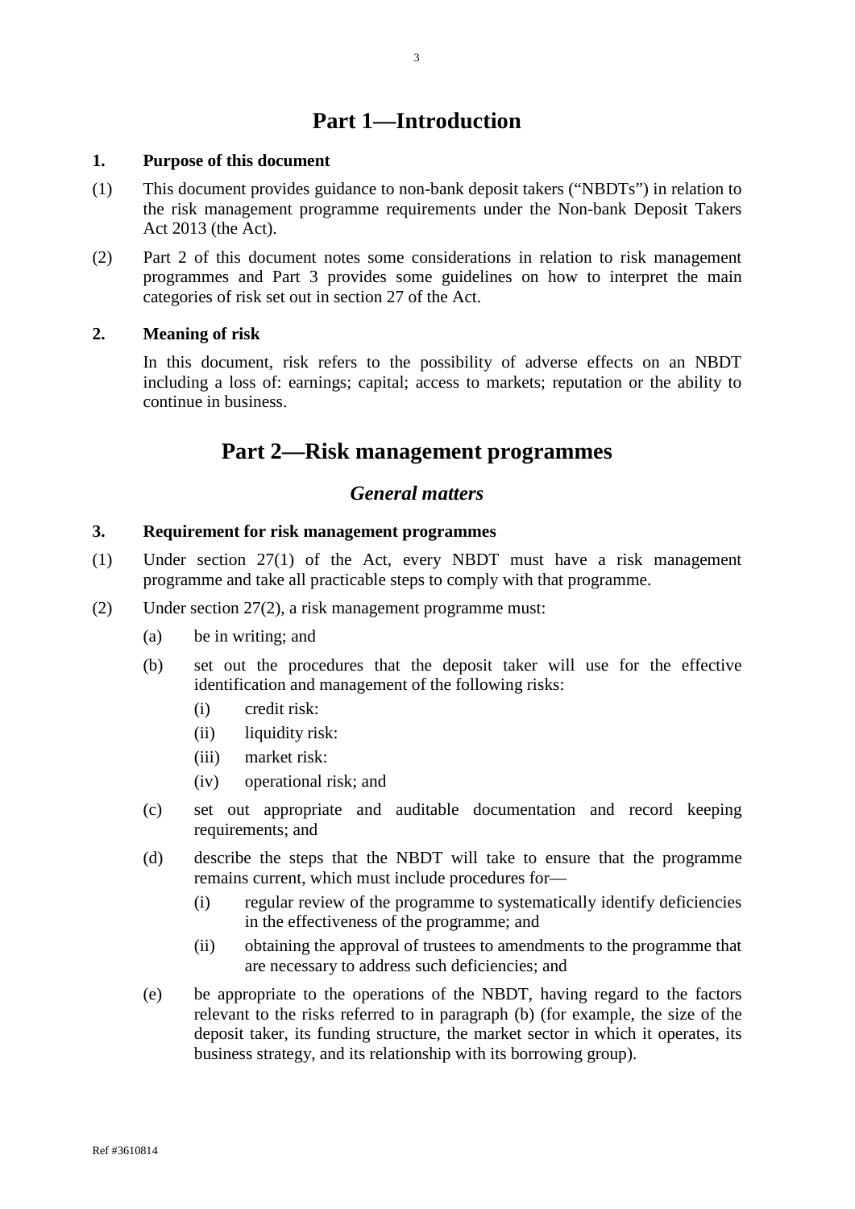# Part 1—Introduction

**1. Purpose of this document**

(1) This document provides guidance to non-bank deposit takers ("NBDTs") in relation to the risk management programme requirements under the Non-bank Deposit Takers Act 2013 (the Act).

(2) Part 2 of this document notes some considerations in relation to risk management programmes and Part 3 provides some guidelines on how to interpret the main categories of risk set out in section 27 of the Act.

**2. Meaning of risk**

In this document, risk refers to the possibility of adverse effects on an NBDT including a loss of: earnings; capital; access to markets; reputation or the ability to continue in business.

# Part 2—Risk management programmes

## *General matters*

**3. Requirement for risk management programmes**

(1) Under section 27(1) of the Act, every NBDT must have a risk management programme and take all practicable steps to comply with that programme.

(2) Under section 27(2), a risk management programme must:

- (a) be in writing; and
- (b) set out the procedures that the deposit taker will use for the effective identification and management of the following risks:
  - (i) credit risk:
  - (ii) liquidity risk:
  - (iii) market risk:
  - (iv) operational risk; and
- (c) set out appropriate and auditable documentation and record keeping requirements; and
- (d) describe the steps that the NBDT will take to ensure that the programme remains current, which must include procedures for—
  - (i) regular review of the programme to systematically identify deficiencies in the effectiveness of the programme; and
  - (ii) obtaining the approval of trustees to amendments to the programme that are necessary to address such deficiencies; and
- (e) be appropriate to the operations of the NBDT, having regard to the factors relevant to the risks referred to in paragraph (b) (for example, the size of the deposit taker, its funding structure, the market sector in which it operates, its business strategy, and its relationship with its borrowing group).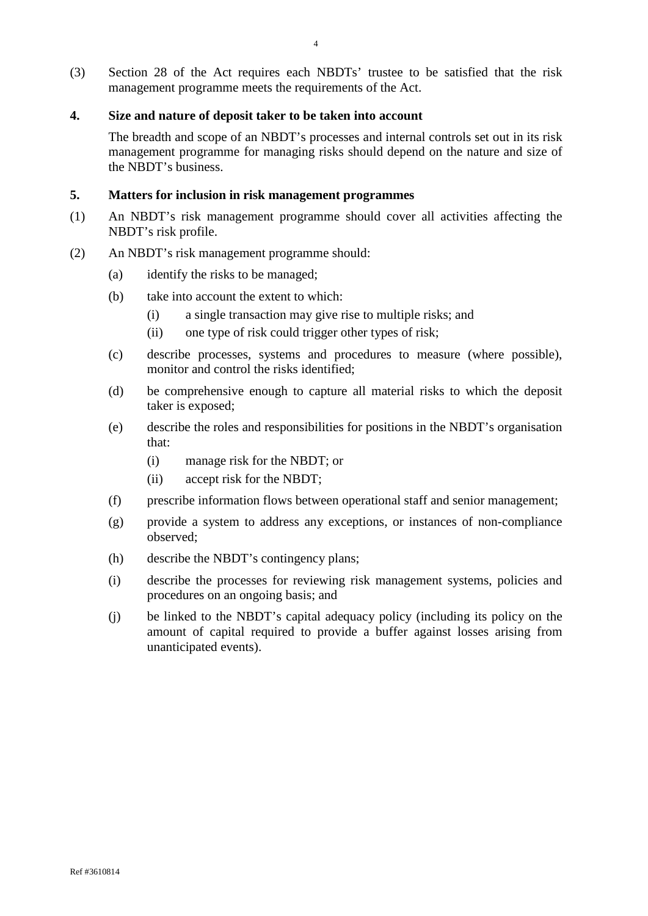(3) Section 28 of the Act requires each NBDTs' trustee to be satisfied that the risk management programme meets the requirements of the Act.

## 4. Size and nature of deposit taker to be taken into account

The breadth and scope of an NBDT's processes and internal controls set out in its risk management programme for managing risks should depend on the nature and size of the NBDT's business.

## 5. Matters for inclusion in risk management programmes

(1) An NBDT's risk management programme should cover all activities affecting the NBDT's risk profile.

(2) An NBDT's risk management programme should:

- (a) identify the risks to be managed;
- (b) take into account the extent to which:
  - (i) a single transaction may give rise to multiple risks; and
  - (ii) one type of risk could trigger other types of risk;
- (c) describe processes, systems and procedures to measure (where possible), monitor and control the risks identified;
- (d) be comprehensive enough to capture all material risks to which the deposit taker is exposed;
- (e) describe the roles and responsibilities for positions in the NBDT's organisation that:
  - (i) manage risk for the NBDT; or
  - (ii) accept risk for the NBDT;
- (f) prescribe information flows between operational staff and senior management;
- (g) provide a system to address any exceptions, or instances of non-compliance observed;
- (h) describe the NBDT's contingency plans;
- (i) describe the processes for reviewing risk management systems, policies and procedures on an ongoing basis; and
- (j) be linked to the NBDT's capital adequacy policy (including its policy on the amount of capital required to provide a buffer against losses arising from unanticipated events).

Ref #3610814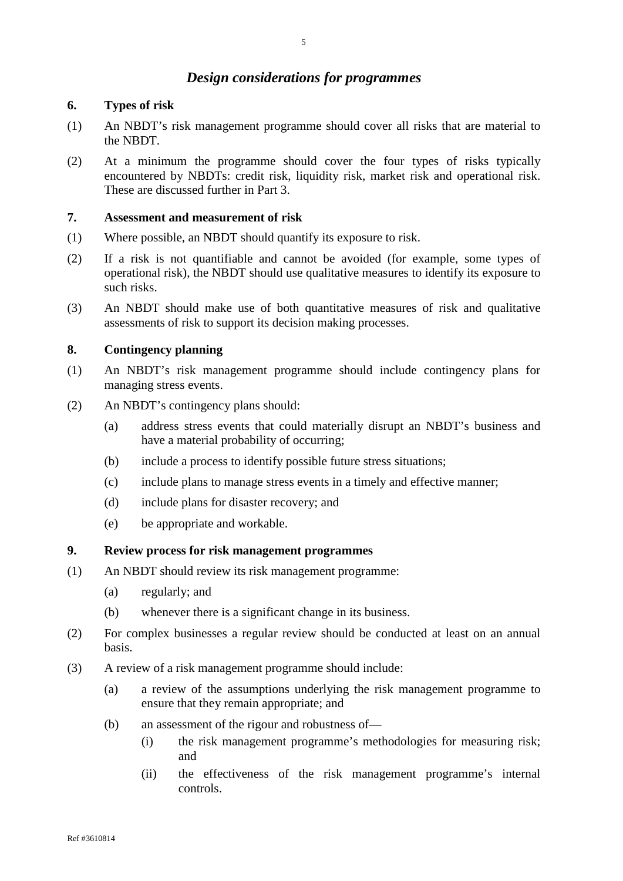## *Design considerations for programmes*

### 6. Types of risk

(1) An NBDT's risk management programme should cover all risks that are material to the NBDT.

(2) At a minimum the programme should cover the four types of risks typically encountered by NBDTs: credit risk, liquidity risk, market risk and operational risk. These are discussed further in Part 3.

### 7. Assessment and measurement of risk

(1) Where possible, an NBDT should quantify its exposure to risk.

(2) If a risk is not quantifiable and cannot be avoided (for example, some types of operational risk), the NBDT should use qualitative measures to identify its exposure to such risks.

(3) An NBDT should make use of both quantitative measures of risk and qualitative assessments of risk to support its decision making processes.

### 8. Contingency planning

(1) An NBDT's risk management programme should include contingency plans for managing stress events.

(2) An NBDT's contingency plans should:

- (a) address stress events that could materially disrupt an NBDT's business and have a material probability of occurring;
- (b) include a process to identify possible future stress situations;
- (c) include plans to manage stress events in a timely and effective manner;
- (d) include plans for disaster recovery; and
- (e) be appropriate and workable.

### 9. Review process for risk management programmes

(1) An NBDT should review its risk management programme:

- (a) regularly; and
- (b) whenever there is a significant change in its business.

(2) For complex businesses a regular review should be conducted at least on an annual basis.

(3) A review of a risk management programme should include:

- (a) a review of the assumptions underlying the risk management programme to ensure that they remain appropriate; and
- (b) an assessment of the rigour and robustness of—
  - (i) the risk management programme's methodologies for measuring risk; and
  - (ii) the effectiveness of the risk management programme's internal controls.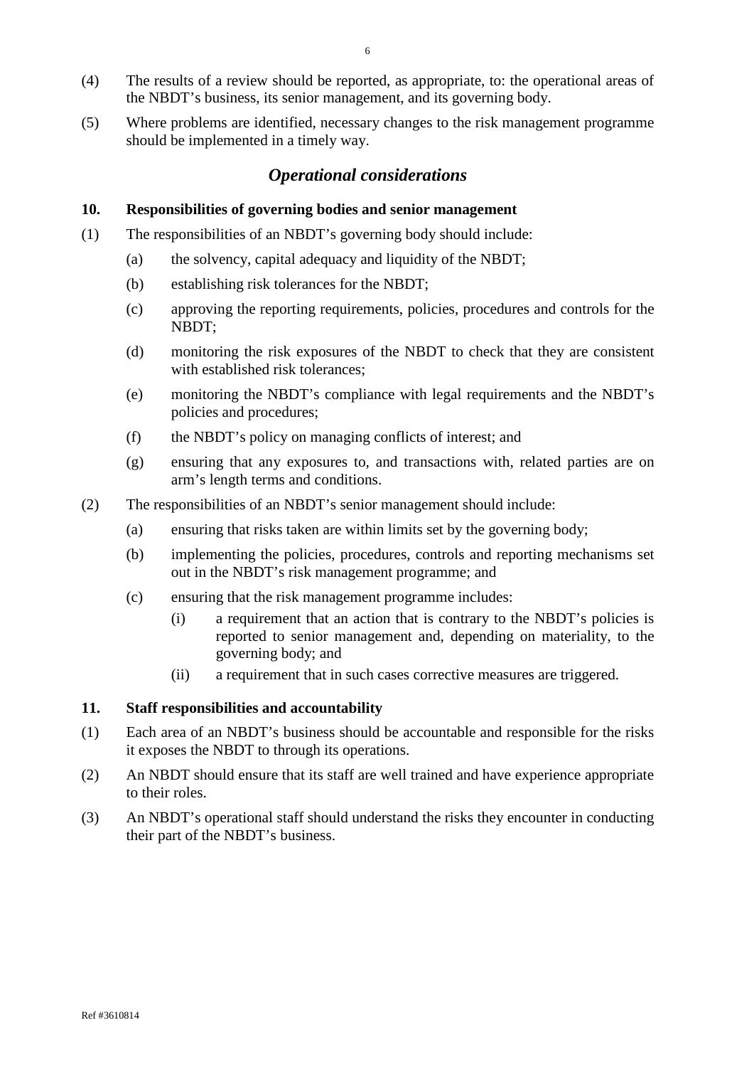(4) The results of a review should be reported, as appropriate, to: the operational areas of the NBDT's business, its senior management, and its governing body.

(5) Where problems are identified, necessary changes to the risk management programme should be implemented in a timely way.

## *Operational considerations*

### 10. Responsibilities of governing bodies and senior management

(1) The responsibilities of an NBDT's governing body should include:

- (a) the solvency, capital adequacy and liquidity of the NBDT;
- (b) establishing risk tolerances for the NBDT;
- (c) approving the reporting requirements, policies, procedures and controls for the NBDT;
- (d) monitoring the risk exposures of the NBDT to check that they are consistent with established risk tolerances;
- (e) monitoring the NBDT's compliance with legal requirements and the NBDT's policies and procedures;
- (f) the NBDT's policy on managing conflicts of interest; and
- (g) ensuring that any exposures to, and transactions with, related parties are on arm's length terms and conditions.

(2) The responsibilities of an NBDT's senior management should include:

- (a) ensuring that risks taken are within limits set by the governing body;
- (b) implementing the policies, procedures, controls and reporting mechanisms set out in the NBDT's risk management programme; and
- (c) ensuring that the risk management programme includes:
  - (i) a requirement that an action that is contrary to the NBDT's policies is reported to senior management and, depending on materiality, to the governing body; and
  - (ii) a requirement that in such cases corrective measures are triggered.

### 11. Staff responsibilities and accountability

(1) Each area of an NBDT's business should be accountable and responsible for the risks it exposes the NBDT to through its operations.

(2) An NBDT should ensure that its staff are well trained and have experience appropriate to their roles.

(3) An NBDT's operational staff should understand the risks they encounter in conducting their part of the NBDT's business.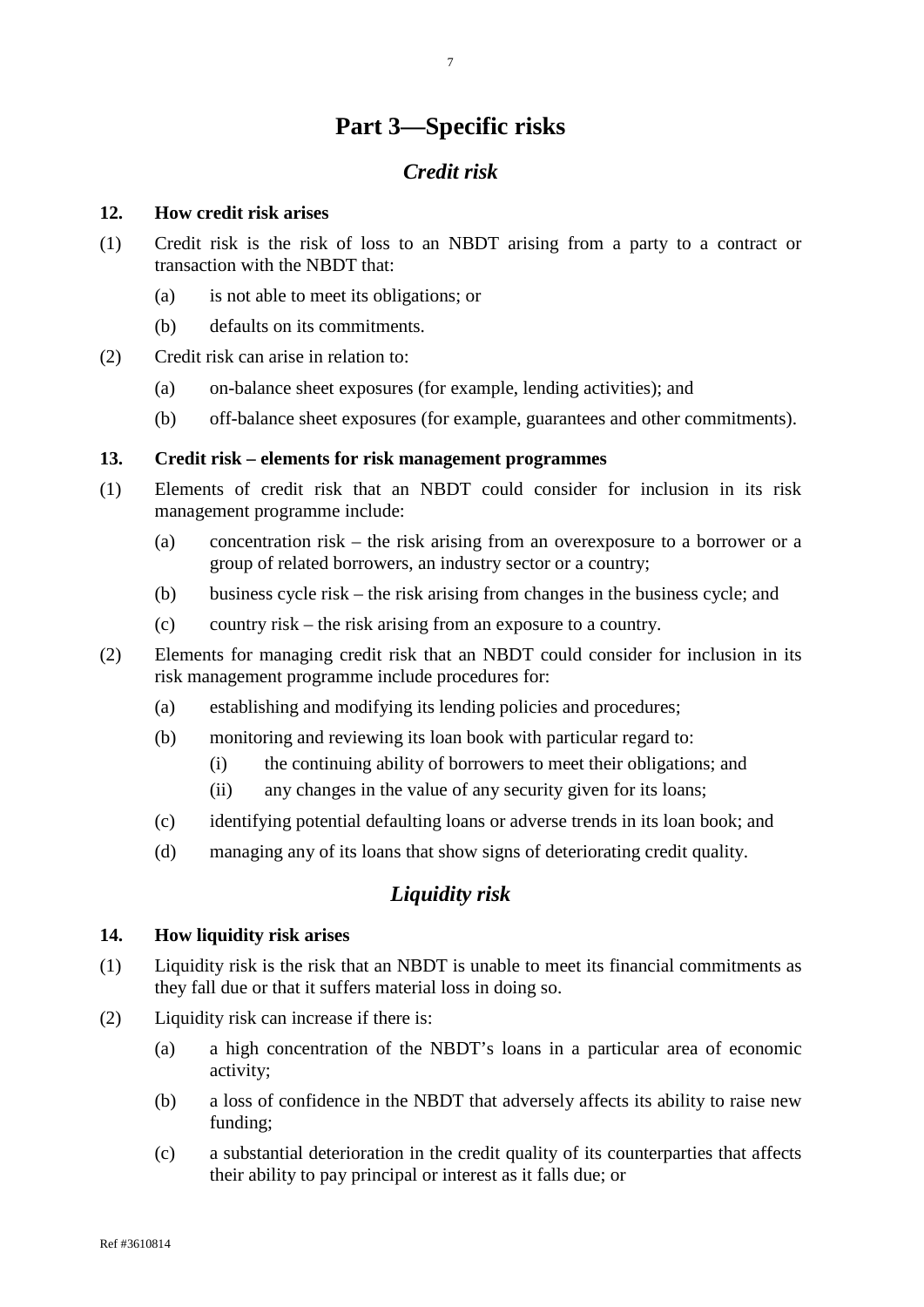# Part 3—Specific risks

## *Credit risk*

### 12. How credit risk arises

(1) Credit risk is the risk of loss to an NBDT arising from a party to a contract or transaction with the NBDT that:

- (a) is not able to meet its obligations; or
- (b) defaults on its commitments.

(2) Credit risk can arise in relation to:

- (a) on-balance sheet exposures (for example, lending activities); and
- (b) off-balance sheet exposures (for example, guarantees and other commitments).

### 13. Credit risk – elements for risk management programmes

(1) Elements of credit risk that an NBDT could consider for inclusion in its risk management programme include:

- (a) concentration risk – the risk arising from an overexposure to a borrower or a group of related borrowers, an industry sector or a country;
- (b) business cycle risk – the risk arising from changes in the business cycle; and
- (c) country risk – the risk arising from an exposure to a country.

(2) Elements for managing credit risk that an NBDT could consider for inclusion in its risk management programme include procedures for:

- (a) establishing and modifying its lending policies and procedures;
- (b) monitoring and reviewing its loan book with particular regard to:
  - (i) the continuing ability of borrowers to meet their obligations; and
  - (ii) any changes in the value of any security given for its loans;
- (c) identifying potential defaulting loans or adverse trends in its loan book; and
- (d) managing any of its loans that show signs of deteriorating credit quality.

## *Liquidity risk*

### 14. How liquidity risk arises

(1) Liquidity risk is the risk that an NBDT is unable to meet its financial commitments as they fall due or that it suffers material loss in doing so.

(2) Liquidity risk can increase if there is:

- (a) a high concentration of the NBDT's loans in a particular area of economic activity;
- (b) a loss of confidence in the NBDT that adversely affects its ability to raise new funding;
- (c) a substantial deterioration in the credit quality of its counterparties that affects their ability to pay principal or interest as it falls due; or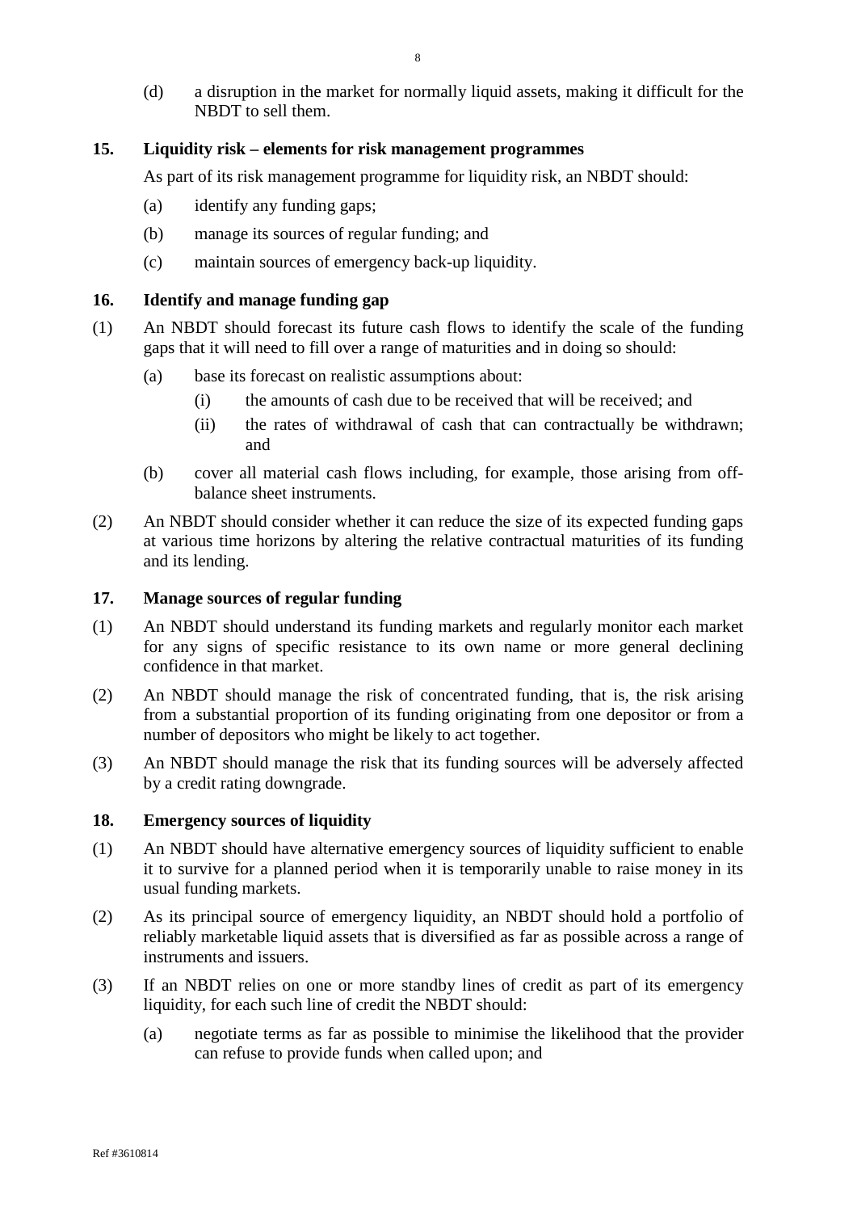(d) a disruption in the market for normally liquid assets, making it difficult for the NBDT to sell them.

### 15. Liquidity risk – elements for risk management programmes

As part of its risk management programme for liquidity risk, an NBDT should:

(a) identify any funding gaps;

(b) manage its sources of regular funding; and

(c) maintain sources of emergency back-up liquidity.

### 16. Identify and manage funding gap

(1) An NBDT should forecast its future cash flows to identify the scale of the funding gaps that it will need to fill over a range of maturities and in doing so should:

(a) base its forecast on realistic assumptions about:

(i) the amounts of cash due to be received that will be received; and

(ii) the rates of withdrawal of cash that can contractually be withdrawn; and

(b) cover all material cash flows including, for example, those arising from off-balance sheet instruments.

(2) An NBDT should consider whether it can reduce the size of its expected funding gaps at various time horizons by altering the relative contractual maturities of its funding and its lending.

### 17. Manage sources of regular funding

(1) An NBDT should understand its funding markets and regularly monitor each market for any signs of specific resistance to its own name or more general declining confidence in that market.

(2) An NBDT should manage the risk of concentrated funding, that is, the risk arising from a substantial proportion of its funding originating from one depositor or from a number of depositors who might be likely to act together.

(3) An NBDT should manage the risk that its funding sources will be adversely affected by a credit rating downgrade.

### 18. Emergency sources of liquidity

(1) An NBDT should have alternative emergency sources of liquidity sufficient to enable it to survive for a planned period when it is temporarily unable to raise money in its usual funding markets.

(2) As its principal source of emergency liquidity, an NBDT should hold a portfolio of reliably marketable liquid assets that is diversified as far as possible across a range of instruments and issuers.

(3) If an NBDT relies on one or more standby lines of credit as part of its emergency liquidity, for each such line of credit the NBDT should:

(a) negotiate terms as far as possible to minimise the likelihood that the provider can refuse to provide funds when called upon; and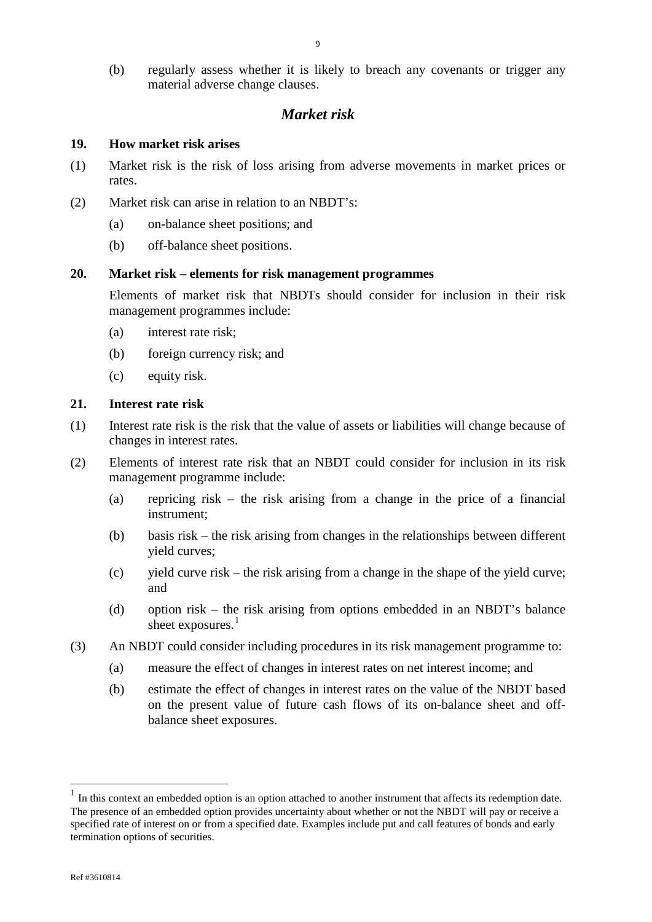(b) regularly assess whether it is likely to breach any covenants or trigger any material adverse change clauses.

## *Market risk*

**19. How market risk arises**

(1) Market risk is the risk of loss arising from adverse movements in market prices or rates.

(2) Market risk can arise in relation to an NBDT's:

(a) on-balance sheet positions; and

(b) off-balance sheet positions.

**20. Market risk – elements for risk management programmes**

Elements of market risk that NBDTs should consider for inclusion in their risk management programmes include:

(a) interest rate risk;

(b) foreign currency risk; and

(c) equity risk.

**21. Interest rate risk**

(1) Interest rate risk is the risk that the value of assets or liabilities will change because of changes in interest rates.

(2) Elements of interest rate risk that an NBDT could consider for inclusion in its risk management programme include:

(a) repricing risk – the risk arising from a change in the price of a financial instrument;

(b) basis risk – the risk arising from changes in the relationships between different yield curves;

(c) yield curve risk – the risk arising from a change in the shape of the yield curve; and

(d) option risk – the risk arising from options embedded in an NBDT's balance sheet exposures.[1]

(3) An NBDT could consider including procedures in its risk management programme to:

(a) measure the effect of changes in interest rates on net interest income; and

(b) estimate the effect of changes in interest rates on the value of the NBDT based on the present value of future cash flows of its on-balance sheet and off-balance sheet exposures.

---

[1] In this context an embedded option is an option attached to another instrument that affects its redemption date. The presence of an embedded option provides uncertainty about whether or not the NBDT will pay or receive a specified rate of interest on or from a specified date. Examples include put and call features of bonds and early termination options of securities.

Ref #3610814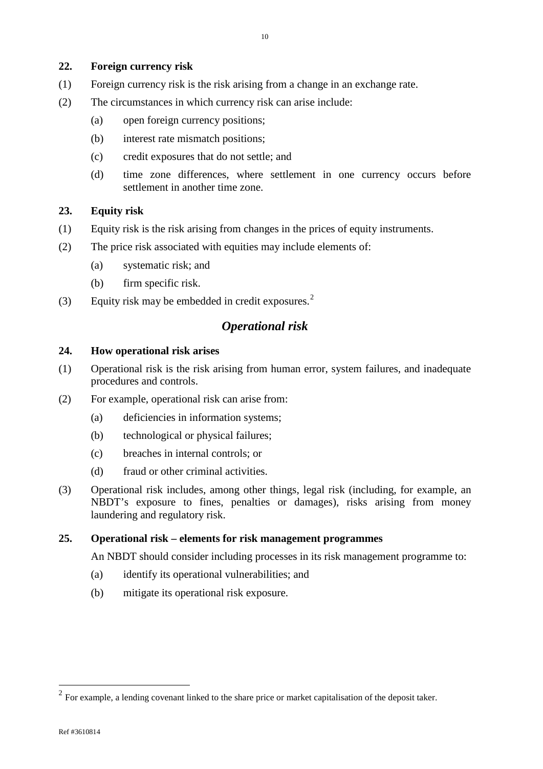### 22. Foreign currency risk

(1) Foreign currency risk is the risk arising from a change in an exchange rate.

(2) The circumstances in which currency risk can arise include:

- (a) open foreign currency positions;
- (b) interest rate mismatch positions;
- (c) credit exposures that do not settle; and
- (d) time zone differences, where settlement in one currency occurs before settlement in another time zone.

### 23. Equity risk

(1) Equity risk is the risk arising from changes in the prices of equity instruments.

(2) The price risk associated with equities may include elements of:

- (a) systematic risk; and
- (b) firm specific risk.

(3) Equity risk may be embedded in credit exposures.[2]

## *Operational risk*

### 24. How operational risk arises

(1) Operational risk is the risk arising from human error, system failures, and inadequate procedures and controls.

(2) For example, operational risk can arise from:

- (a) deficiencies in information systems;
- (b) technological or physical failures;
- (c) breaches in internal controls; or
- (d) fraud or other criminal activities.

(3) Operational risk includes, among other things, legal risk (including, for example, an NBDT's exposure to fines, penalties or damages), risks arising from money laundering and regulatory risk.

### 25. Operational risk – elements for risk management programmes

An NBDT should consider including processes in its risk management programme to:

- (a) identify its operational vulnerabilities; and
- (b) mitigate its operational risk exposure.

---

[2] For example, a lending covenant linked to the share price or market capitalisation of the deposit taker.